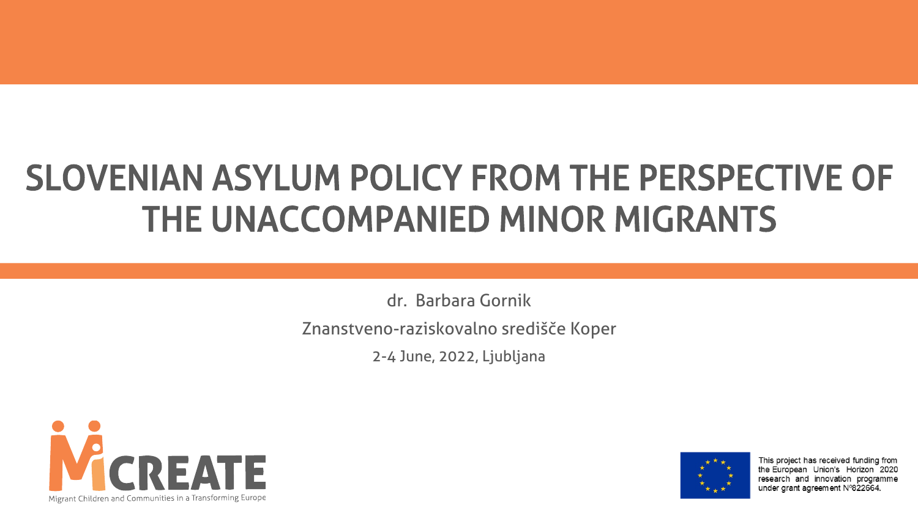# SLOVENIAN ASYLUM POLICY FROM THE PERSPECTIVE OF THE UNACCOMPANIED MINOR MIGRANTS

dr. Barbara Gornik

Znanstveno-raziskovalno središče Koper

2-4 June, 2022, Ljubljana

MiCREATE

Migrant Children and Communities in a Transforming Europe

This project has received funding from the European Union's Horizon 2020 research and innovation programme under grant agreement N°822664.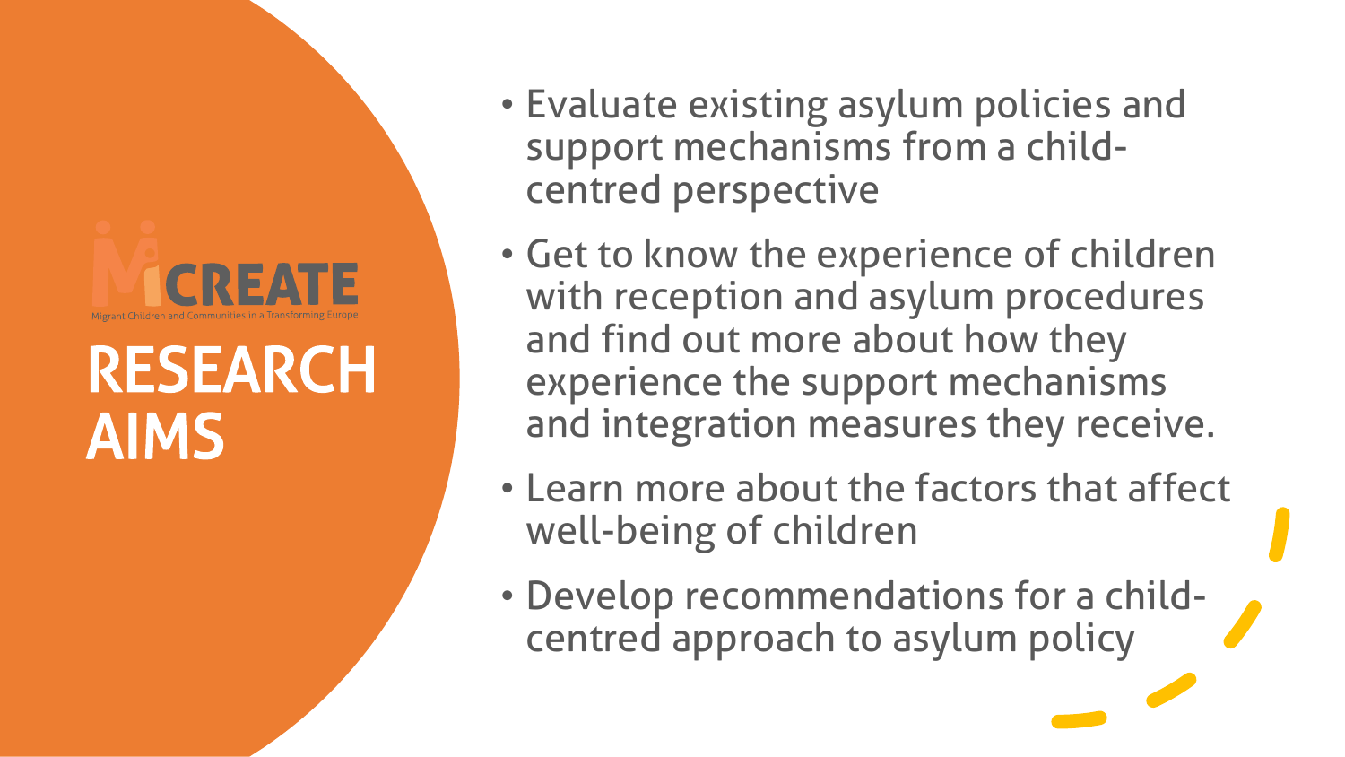MiCREATE

Migrant Children and Communities in a Transforming Europe

# RESEARCH AIMS

- Evaluate existing asylum policies and support mechanisms from a child-centred perspective
- Get to know the experience of children with reception and asylum procedures and find out more about how they experience the support mechanisms and integration measures they receive.
- Learn more about the factors that affect well-being of children
- Develop recommendations for a child-centred approach to asylum policy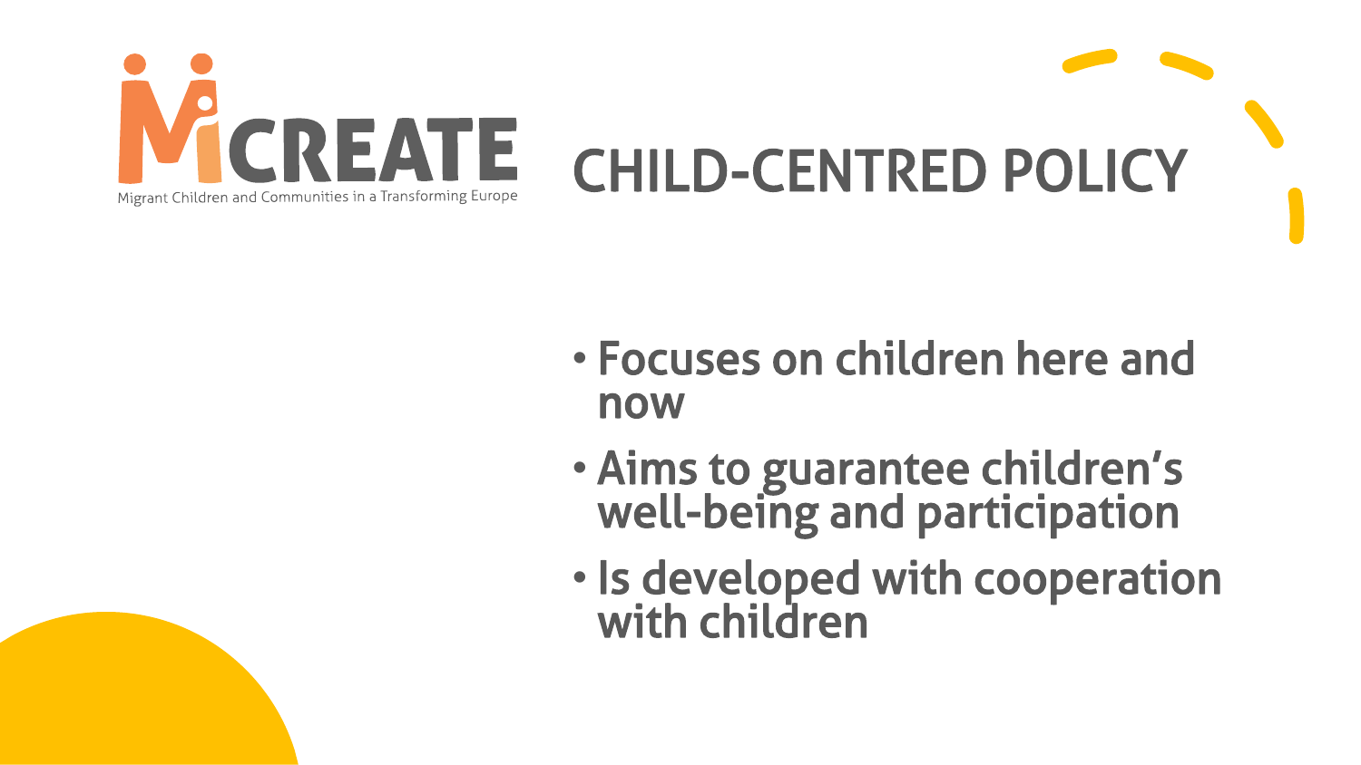MiCREATE

Migrant Children and Communities in a Transforming Europe

# CHILD-CENTRED POLICY

- **Focuses on children here and now**
- **Aims to guarantee children's well-being and participation**
- **Is developed with cooperation with children**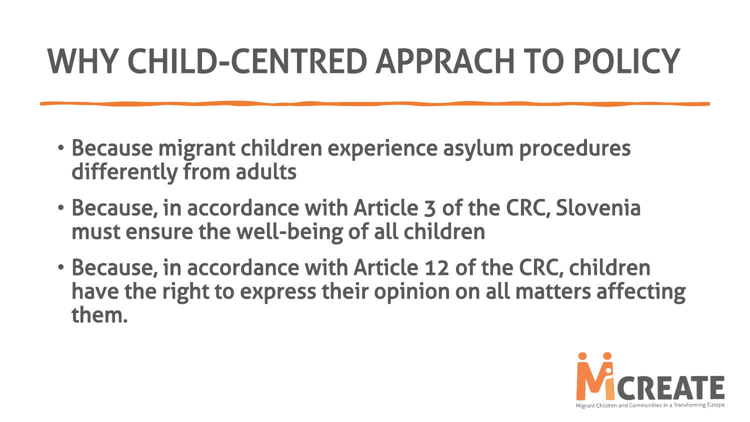# WHY CHILD-CENTRED APPRACH TO POLICY

- Because migrant children experience asylum procedures differently from adults
- Because, in accordance with Article 3 of the CRC, Slovenia must ensure the well-being of all children
- Because, in accordance with Article 12 of the CRC, children have the right to express their opinion on all matters affecting them.

MiCREATE

Migrant Children and Communities in a Transforming Europe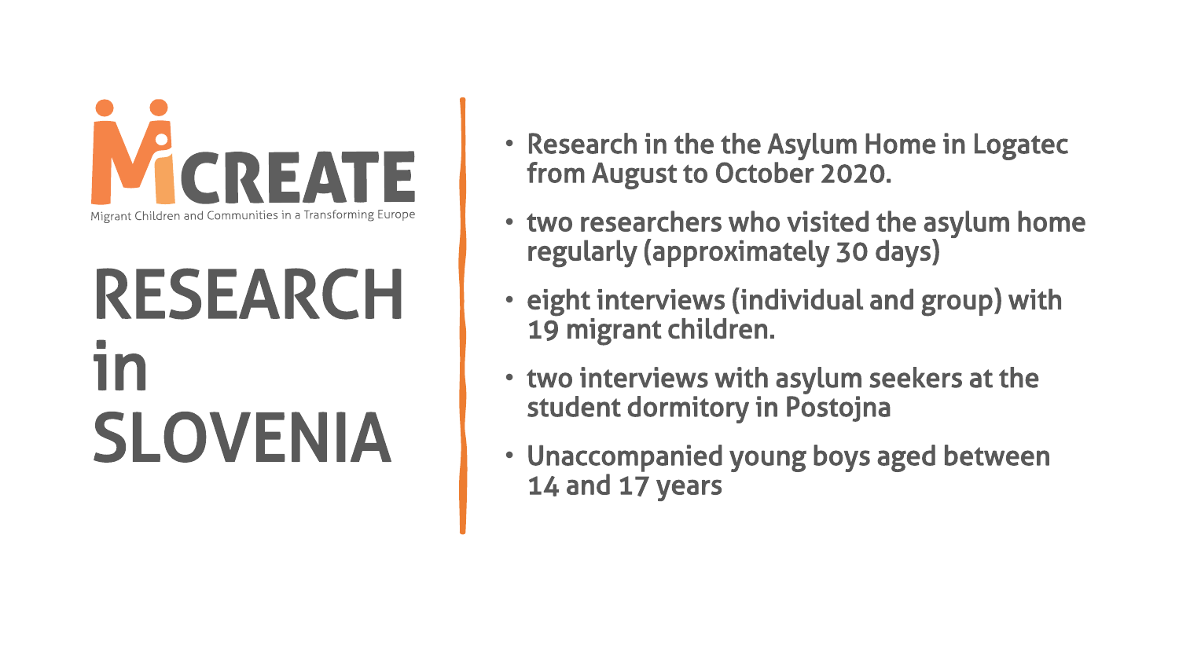MiCREATE

Migrant Children and Communities in a Transforming Europe

# RESEARCH in SLOVENIA

- Research in the the Asylum Home in Logatec from August to October 2020.
- two researchers who visited the asylum home regularly (approximately 30 days)
- eight interviews (individual and group) with 19 migrant children.
- two interviews with asylum seekers at the student dormitory in Postojna
- Unaccompanied young boys aged between 14 and 17 years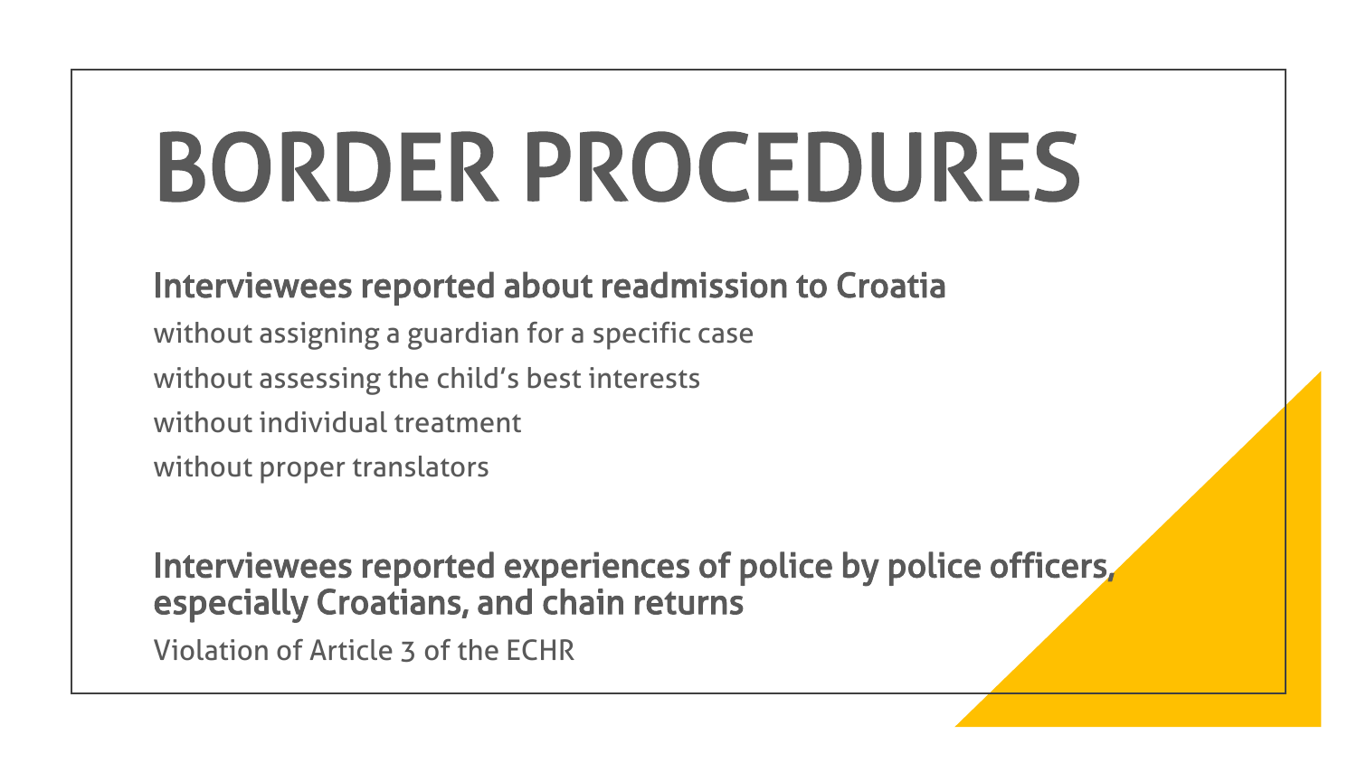# BORDER PROCEDURES

**Interviewees reported about readmission to Croatia**

without assigning a guardian for a specific case

without assessing the child's best interests

without individual treatment

without proper translators

**Interviewees reported experiences of police by police officers, especially Croatians, and chain returns**

Violation of Article 3 of the ECHR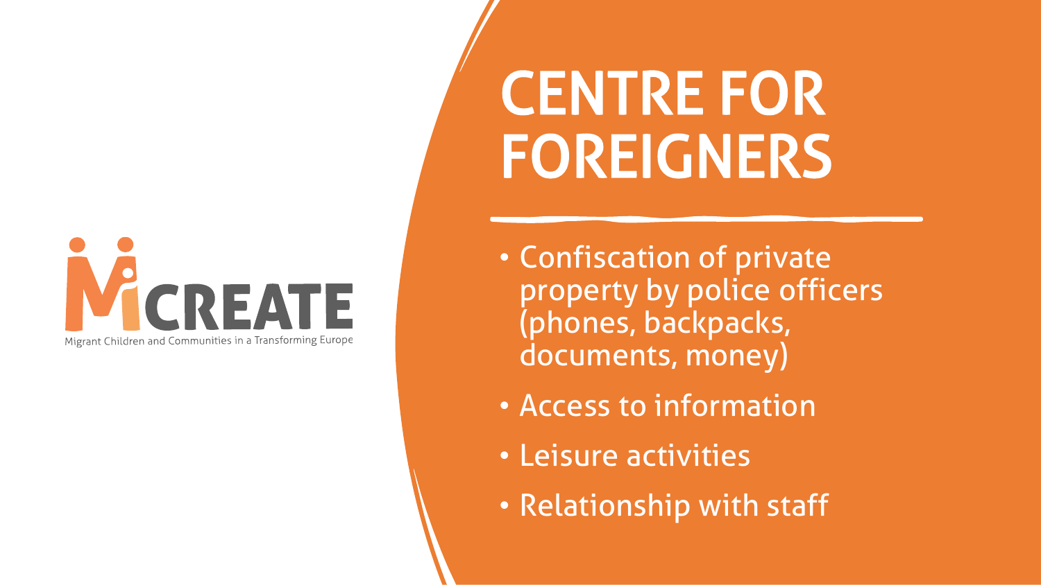MiCREATE

Migrant Children and Communities in a Transforming Europe

# CENTRE FOR FOREIGNERS

- Confiscation of private property by police officers (phones, backpacks, documents, money)
- Access to information
- Leisure activities
- Relationship with staff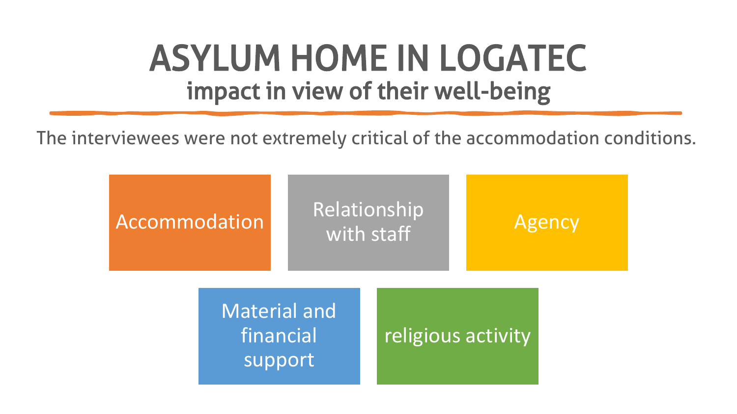# ASYLUM HOME IN LOGATEC

## impact in view of their well-being

The interviewees were not extremely critical of the accommodation conditions.

- Accommodation
- Relationship with staff
- Agency
- Material and financial support
- religious activity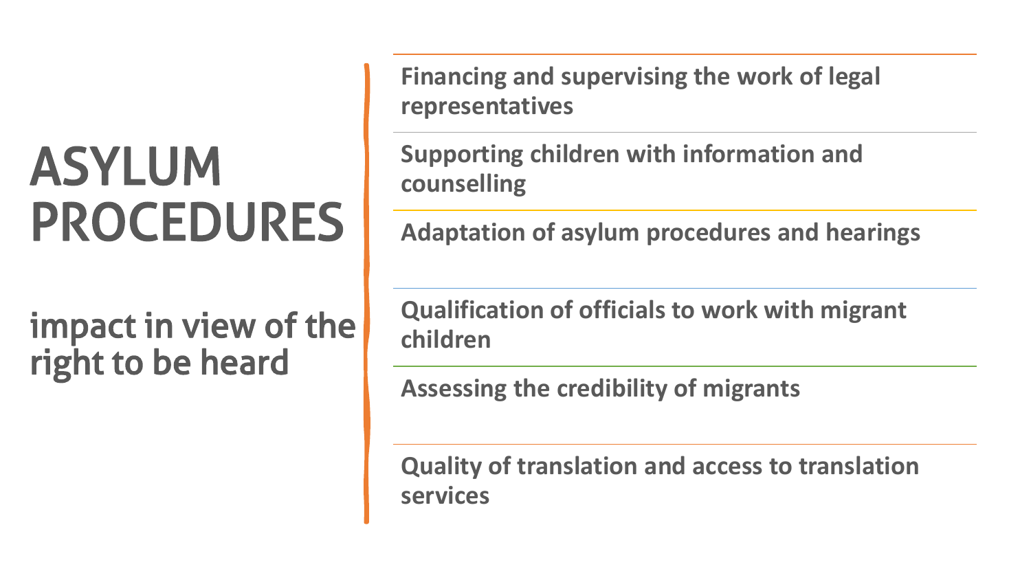# ASYLUM PROCEDURES

## impact in view of the right to be heard

- **Financing and supervising the work of legal representatives**
- **Supporting children with information and counselling**
- **Adaptation of asylum procedures and hearings**
- **Qualification of officials to work with migrant children**
- **Assessing the credibility of migrants**
- **Quality of translation and access to translation services**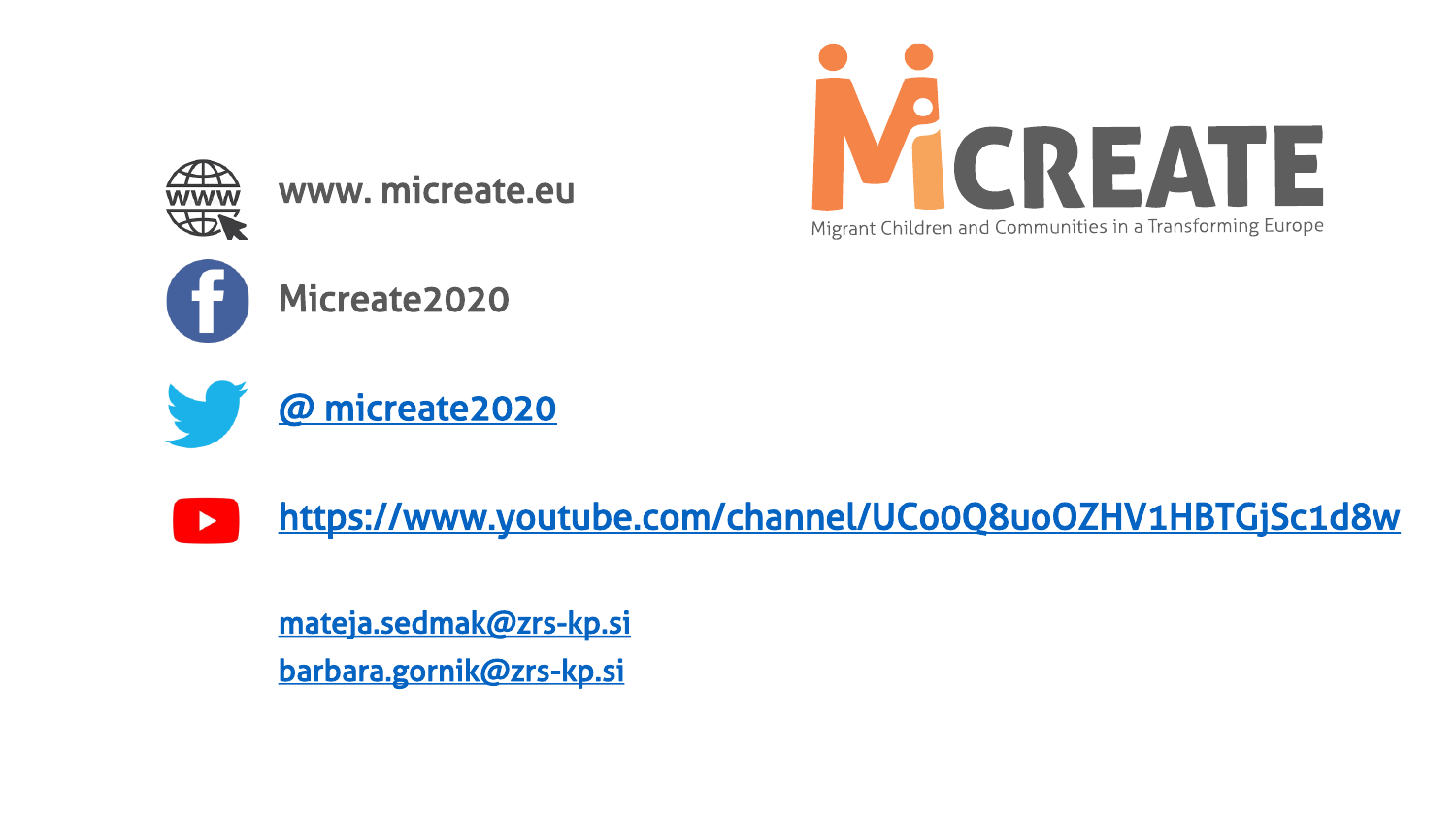MiCREATE

Migrant Children and Communities in a Transforming Europe

www. micreate.eu

Micreate2020

@ micreate2020

https://www.youtube.com/channel/UCo0Q8uoOZHV1HBTGjSc1d8w

mateja.sedmak@zrs-kp.si

barbara.gornik@zrs-kp.si